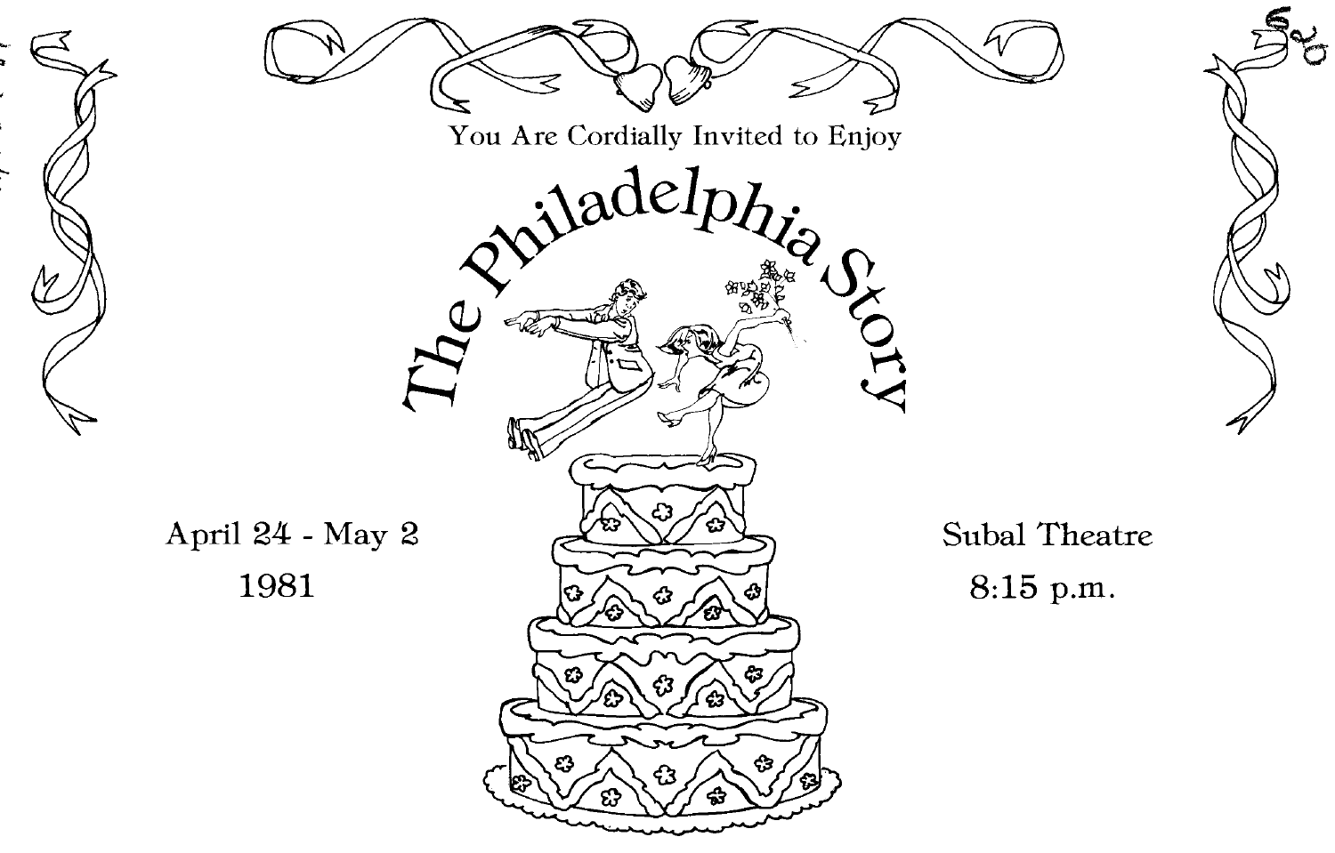You Are Cordially Invited to Enjoy

# The Philadelphia Story

April 24 - May 2
1981

Subal Theatre
8:15 p.m.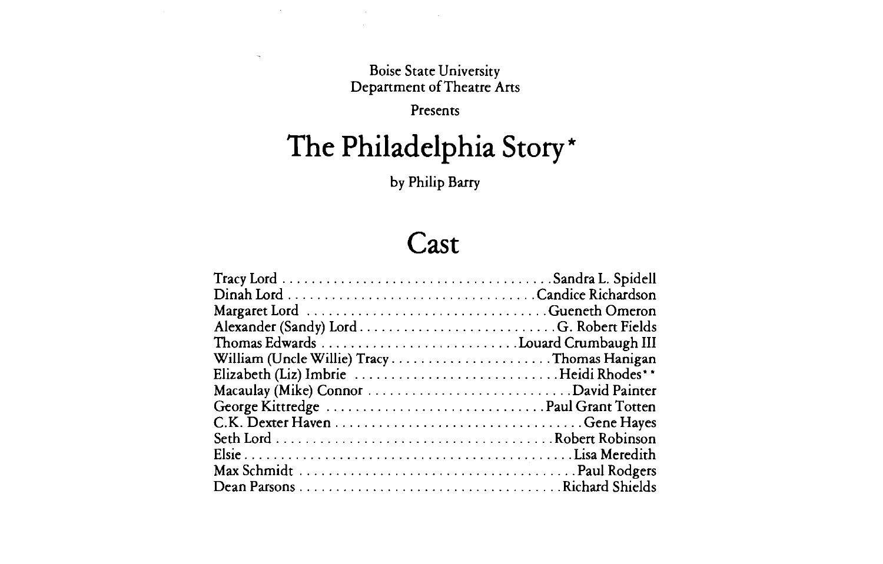Boise State University
Department of Theatre Arts

Presents

# The Philadelphia Story*

by Philip Barry

## Cast

| Role | Actor |
|---|---|
| Tracy Lord | Sandra L. Spidell |
| Dinah Lord | Candice Richardson |
| Margaret Lord | Gueneth Omeron |
| Alexander (Sandy) Lord | G. Robert Fields |
| Thomas Edwards | Louard Crumbaugh III |
| William (Uncle Willie) Tracy | Thomas Hanigan |
| Elizabeth (Liz) Imbrie | Heidi Rhodes** |
| Macaulay (Mike) Connor | David Painter |
| George Kittredge | Paul Grant Totten |
| C.K. Dexter Haven | Gene Hayes |
| Seth Lord | Robert Robinson |
| Elsie | Lisa Meredith |
| Max Schmidt | Paul Rodgers |
| Dean Parsons | Richard Shields |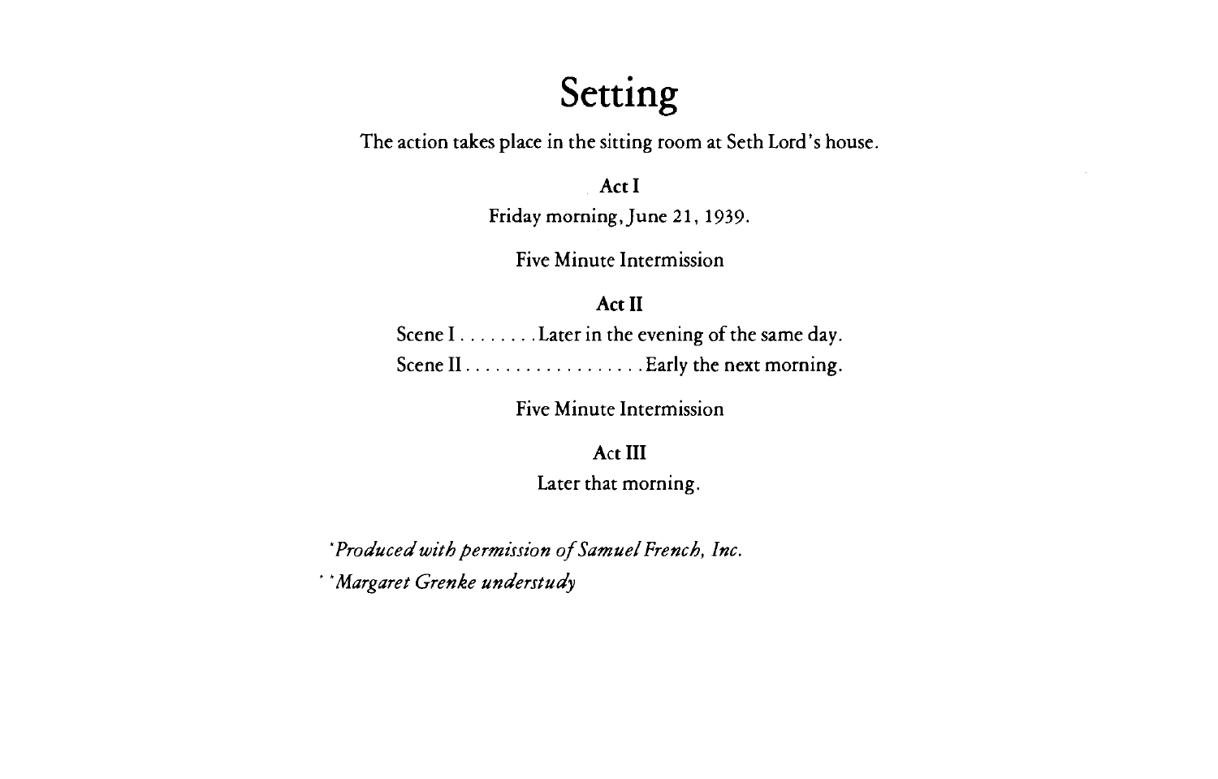# Setting

The action takes place in the sitting room at Seth Lord's house.

**Act I**

Friday morning, June 21, 1939.

Five Minute Intermission

**Act II**

Scene I . . . . . . . . Later in the evening of the same day.

Scene II . . . . . . . . . . . . . . . . . . Early the next morning.

Five Minute Intermission

**Act III**

Later that morning.

*\*Produced with permission of Samuel French, Inc.*

*\*\*Margaret Grenke understudy*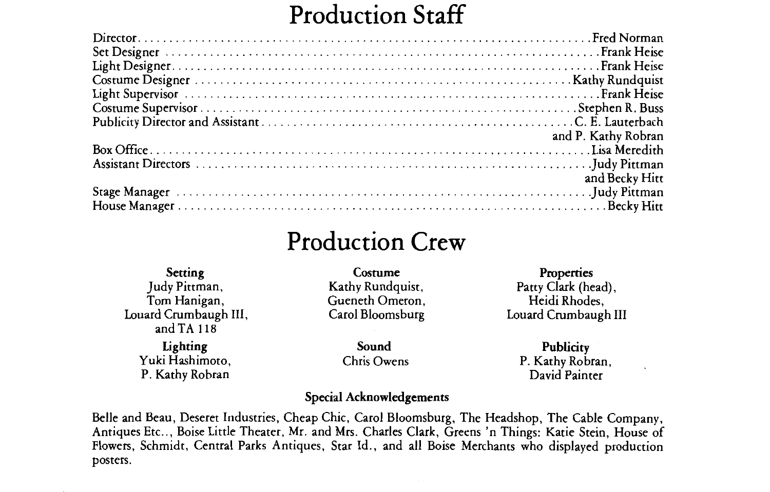# Production Staff

| | |
|---|---|
| Director | Fred Norman |
| Set Designer | Frank Heise |
| Light Designer | Frank Heise |
| Costume Designer | Kathy Rundquist |
| Light Supervisor | Frank Heise |
| Costume Supervisor | Stephen R. Buss |
| Publicity Director and Assistant | C. E. Lauterbach and P. Kathy Robran |
| Box Office | Lisa Meredith |
| Assistant Directors | Judy Pittman and Becky Hitt |
| Stage Manager | Judy Pittman |
| House Manager | Becky Hitt |

# Production Crew

**Setting**
Judy Pittman,
Tom Hanigan,
Louard Crumbaugh III,
and TA 118

**Costume**
Kathy Rundquist,
Gueneth Omeron,
Carol Bloomsburg

**Properties**
Patty Clark (head),
Heidi Rhodes,
Louard Crumbaugh III

**Lighting**
Yuki Hashimoto,
P. Kathy Robran

**Sound**
Chris Owens

**Publicity**
P. Kathy Robran,
David Painter

**Special Acknowledgements**

Belle and Beau, Deseret Industries, Cheap Chic, Carol Bloomsburg, The Headshop, The Cable Company, Antiques Etc.., Boise Little Theater, Mr. and Mrs. Charles Clark, Greens 'n Things: Katie Stein, House of Flowers, Schmidt, Central Parks Antiques, Star Id., and all Boise Merchants who displayed production posters.